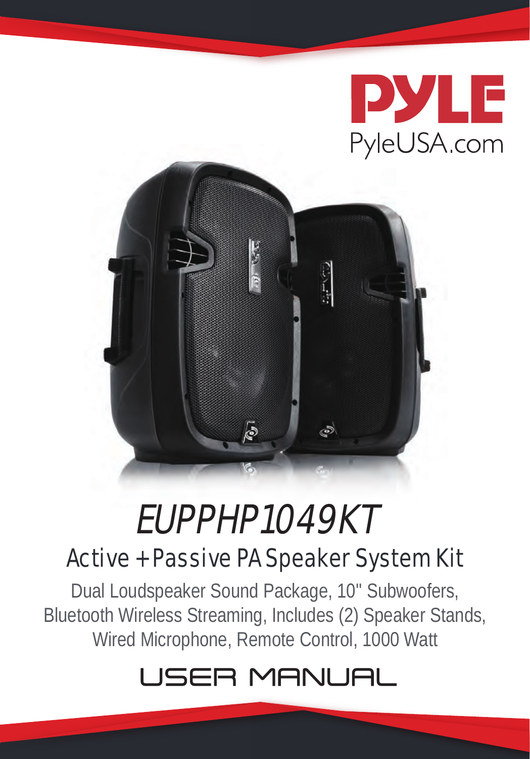PYLE

PyleUSA.com

# EUPPHP1049KT

## Active + Passive PA Speaker System Kit

Dual Loudspeaker Sound Package, 10" Subwoofers, Bluetooth Wireless Streaming, Includes (2) Speaker Stands, Wired Microphone, Remote Control, 1000 Watt

## USER MANUAL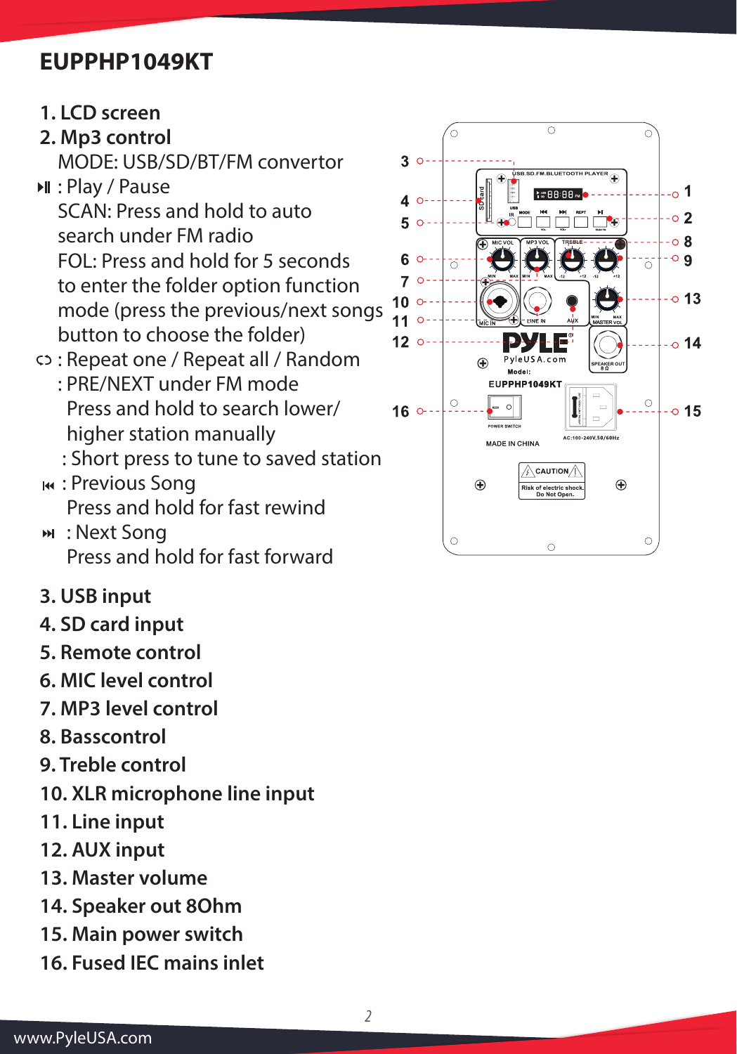# EUPPHP1049KT

1. **LCD screen**
2. **Mp3 control**

   MODE: USB/SD/BT/FM convertor

   ⏯ : Play / Pause

   SCAN: Press and hold to auto search under FM radio

   FOL: Press and hold for 5 seconds to enter the folder option function mode (press the previous/next songs button to choose the folder)

   ↻ : Repeat one / Repeat all / Random

   : PRE/NEXT under FM mode

   Press and hold to search lower/ higher station manually

   : Short press to tune to saved station

   ⏮ : Previous Song

   Press and hold for fast rewind

   ⏭ : Next Song

   Press and hold for fast forward

3. **USB input**
4. **SD card input**
5. **Remote control**
6. **MIC level control**
7. **MP3 level control**
8. **Basscontrol**
9. **Treble control**
10. **XLR microphone line input**
11. **Line input**
12. **AUX input**
13. **Master volume**
14. **Speaker out 8Ohm**
15. **Main power switch**
16. **Fused IEC mains inlet**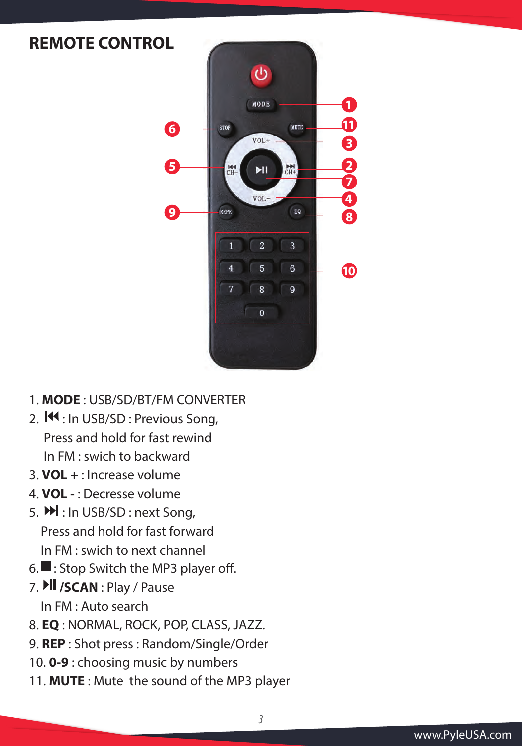## REMOTE CONTROL

1. **MODE** : USB/SD/BT/FM CONVERTER
2. ⏮ : In USB/SD : Previous Song,
   Press and hold for fast rewind
   In FM : swich to backward
3. **VOL +** : Increase volume
4. **VOL -** : Decresse volume
5. ⏭ : In USB/SD : next Song,
   Press and hold for fast forward
   In FM : swich to next channel
6. ■ : Stop Switch the MP3 player off.
7. ⏯ **/SCAN** : Play / Pause
   In FM : Auto search
8. **EQ** : NORMAL, ROCK, POP, CLASS, JAZZ.
9. **REP** : Shot press : Random/Single/Order
10. **0-9** : choosing music by numbers
11. **MUTE** : Mute the sound of the MP3 player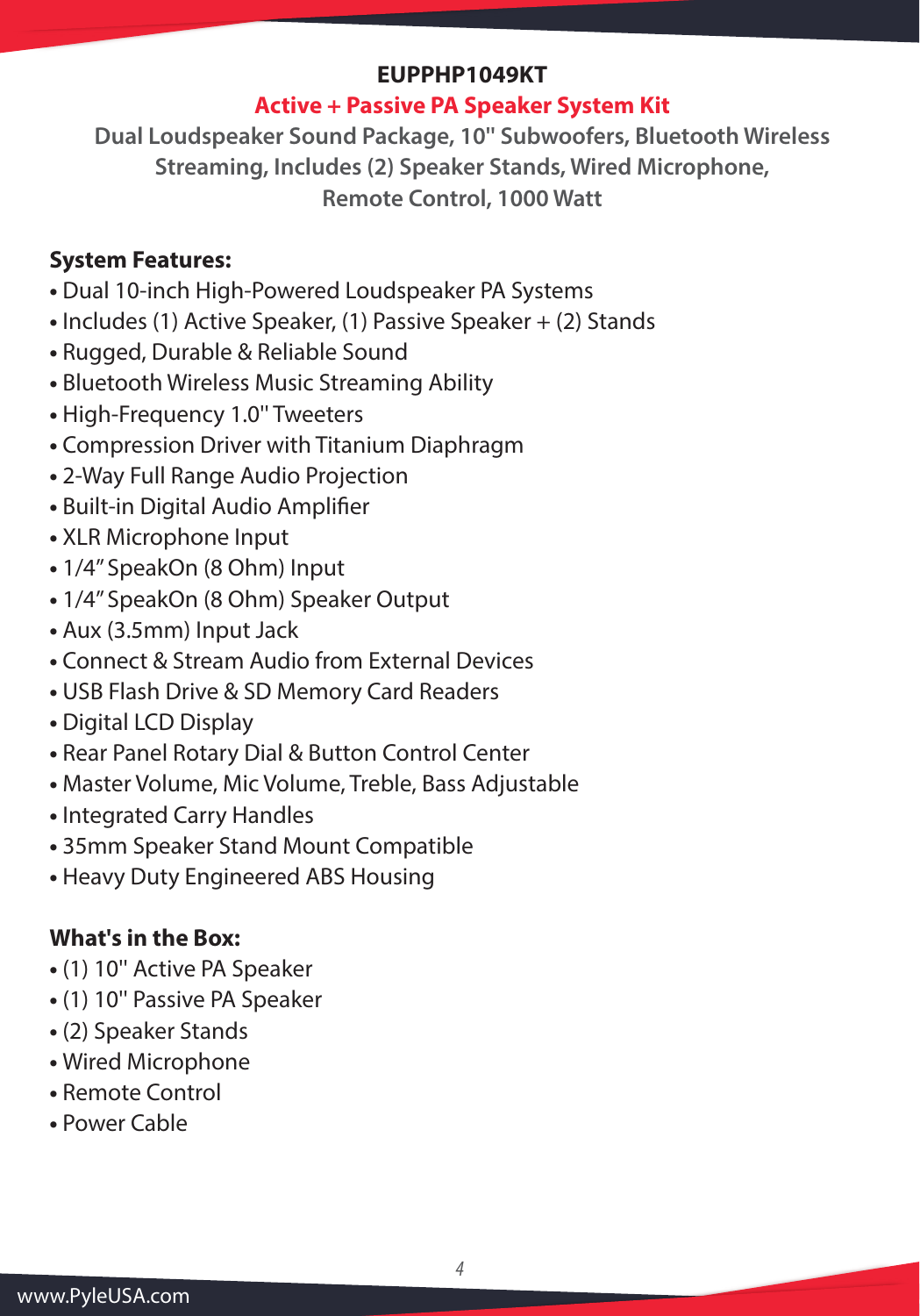# EUPPHP1049KT

## Active + Passive PA Speaker System Kit

**Dual Loudspeaker Sound Package, 10" Subwoofers, Bluetooth Wireless Streaming, Includes (2) Speaker Stands, Wired Microphone, Remote Control, 1000 Watt**

**System Features:**

- Dual 10-inch High-Powered Loudspeaker PA Systems
- Includes (1) Active Speaker, (1) Passive Speaker + (2) Stands
- Rugged, Durable & Reliable Sound
- Bluetooth Wireless Music Streaming Ability
- High-Frequency 1.0" Tweeters
- Compression Driver with Titanium Diaphragm
- 2-Way Full Range Audio Projection
- Built-in Digital Audio Amplifier
- XLR Microphone Input
- 1/4" SpeakOn (8 Ohm) Input
- 1/4" SpeakOn (8 Ohm) Speaker Output
- Aux (3.5mm) Input Jack
- Connect & Stream Audio from External Devices
- USB Flash Drive & SD Memory Card Readers
- Digital LCD Display
- Rear Panel Rotary Dial & Button Control Center
- Master Volume, Mic Volume, Treble, Bass Adjustable
- Integrated Carry Handles
- 35mm Speaker Stand Mount Compatible
- Heavy Duty Engineered ABS Housing

**What's in the Box:**

- (1) 10" Active PA Speaker
- (1) 10" Passive PA Speaker
- (2) Speaker Stands
- Wired Microphone
- Remote Control
- Power Cable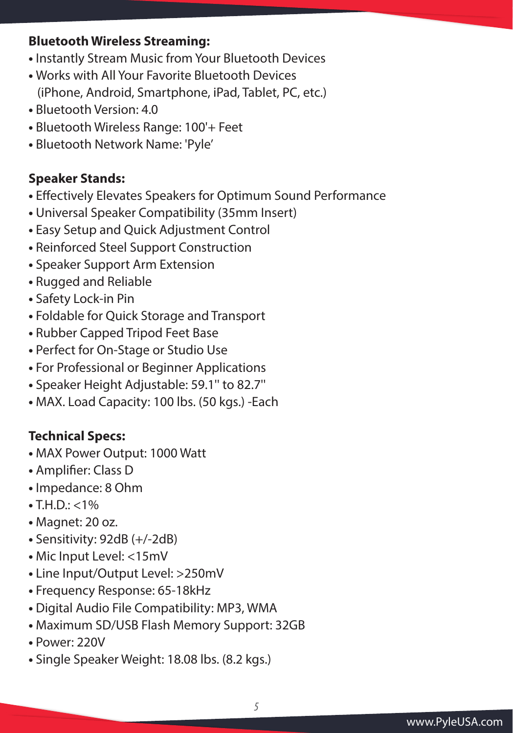**Bluetooth Wireless Streaming:**

- Instantly Stream Music from Your Bluetooth Devices
- Works with All Your Favorite Bluetooth Devices (iPhone, Android, Smartphone, iPad, Tablet, PC, etc.)
- Bluetooth Version: 4.0
- Bluetooth Wireless Range: 100'+ Feet
- Bluetooth Network Name: 'Pyle'

**Speaker Stands:**

- Effectively Elevates Speakers for Optimum Sound Performance
- Universal Speaker Compatibility (35mm Insert)
- Easy Setup and Quick Adjustment Control
- Reinforced Steel Support Construction
- Speaker Support Arm Extension
- Rugged and Reliable
- Safety Lock-in Pin
- Foldable for Quick Storage and Transport
- Rubber Capped Tripod Feet Base
- Perfect for On-Stage or Studio Use
- For Professional or Beginner Applications
- Speaker Height Adjustable: 59.1" to 82.7"
- MAX. Load Capacity: 100 lbs. (50 kgs.) -Each

**Technical Specs:**

- MAX Power Output: 1000 Watt
- Amplifier: Class D
- Impedance: 8 Ohm
- T.H.D.: <1%
- Magnet: 20 oz.
- Sensitivity: 92dB (+/-2dB)
- Mic Input Level: <15mV
- Line Input/Output Level: >250mV
- Frequency Response: 65-18kHz
- Digital Audio File Compatibility: MP3, WMA
- Maximum SD/USB Flash Memory Support: 32GB
- Power: 220V
- Single Speaker Weight: 18.08 lbs. (8.2 kgs.)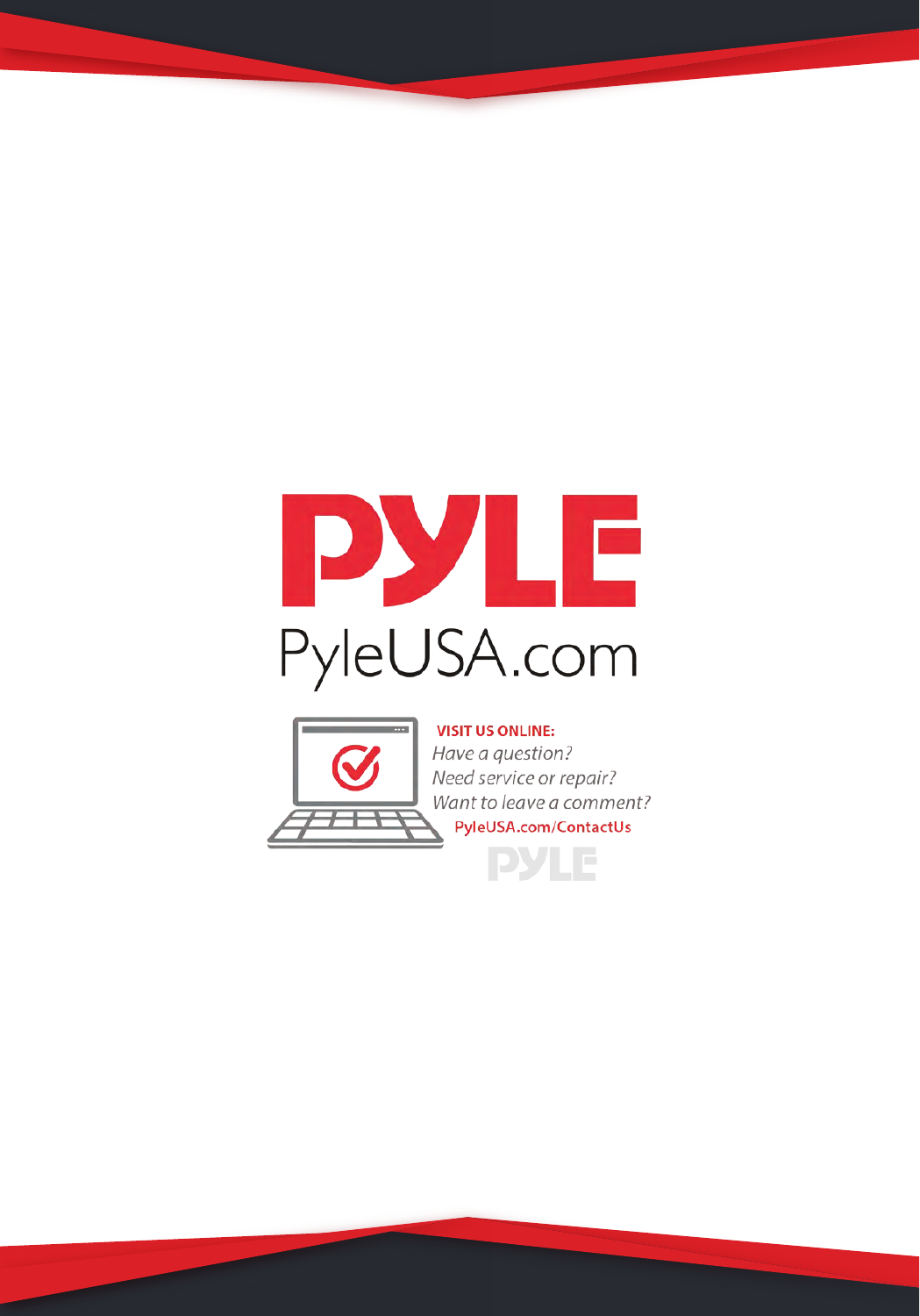# PYLE

PyleUSA.com

**VISIT US ONLINE:**

*Have a question?*

*Need service or repair?*

*Want to leave a comment?*

PyleUSA.com/ContactUs

PYLE